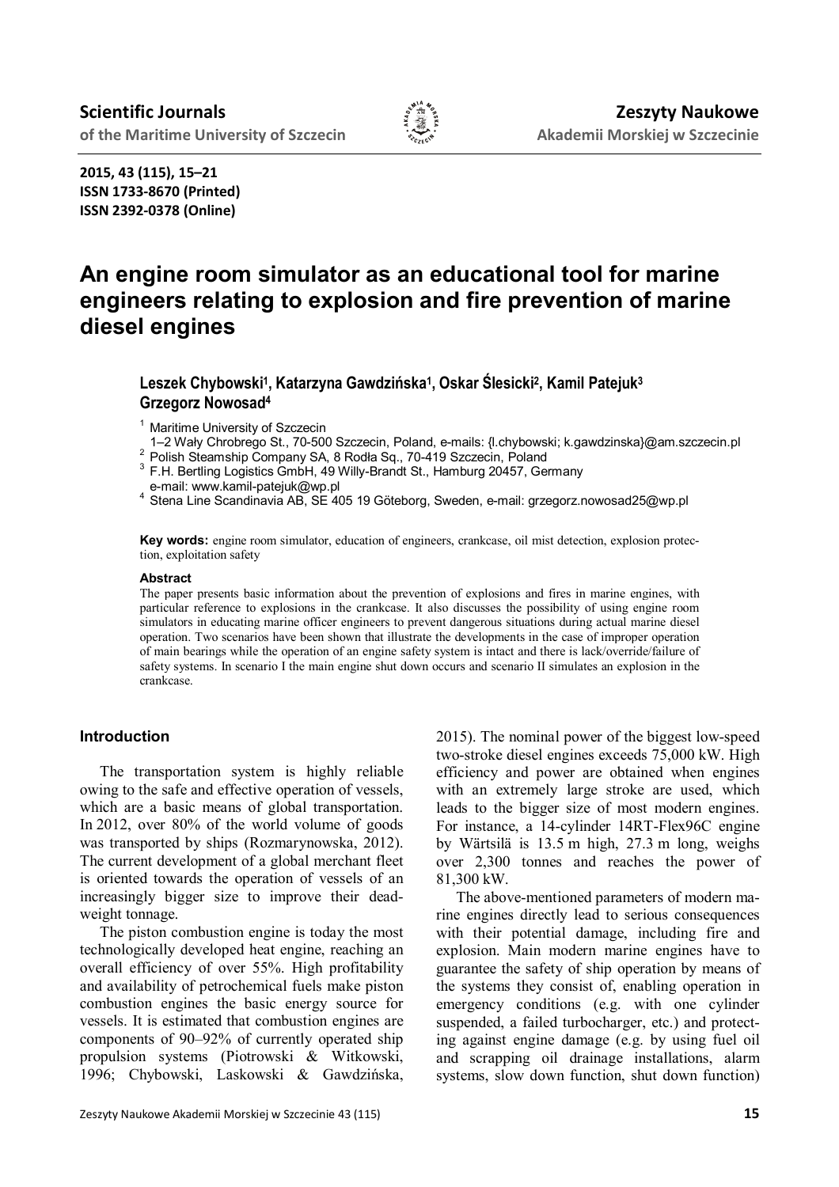# An engine room simulator as an educational tool for marine engineers relating to explosion and fire prevention of marine diesel engines

**Leszek Chybowski[1], Katarzyna Gawdzińska[1], Oskar Ślesicki[2], Kamil Patejuk[3], Grzegorz Nowosad[4]**

[1] Maritime University of Szczecin
1–2 Wały Chrobrego St., 70-500 Szczecin, Poland, e-mails: {l.chybowski; k.gawdzinska}@am.szczecin.pl
[2] Polish Steamship Company SA, 8 Rodła Sq., 70-419 Szczecin, Poland
[3] F.H. Bertling Logistics GmbH, 49 Willy-Brandt St., Hamburg 20457, Germany
e-mail: www.kamil-patejuk@wp.pl
[4] Stena Line Scandinavia AB, SE 405 19 Göteborg, Sweden, e-mail: grzegorz.nowosad25@wp.pl

**Key words:** engine room simulator, education of engineers, crankcase, oil mist detection, explosion protection, exploitation safety

### Abstract

The paper presents basic information about the prevention of explosions and fires in marine engines, with particular reference to explosions in the crankcase. It also discusses the possibility of using engine room simulators in educating marine officer engineers to prevent dangerous situations during actual marine diesel operation. Two scenarios have been shown that illustrate the developments in the case of improper operation of main bearings while the operation of an engine safety system is intact and there is lack/override/failure of safety systems. In scenario I the main engine shut down occurs and scenario II simulates an explosion in the crankcase.

## Introduction

The transportation system is highly reliable owing to the safe and effective operation of vessels, which are a basic means of global transportation. In 2012, over 80% of the world volume of goods was transported by ships (Rozmarynowska, 2012). The current development of a global merchant fleet is oriented towards the operation of vessels of an increasingly bigger size to improve their deadweight tonnage.

The piston combustion engine is today the most technologically developed heat engine, reaching an overall efficiency of over 55%. High profitability and availability of petrochemical fuels make piston combustion engines the basic energy source for vessels. It is estimated that combustion engines are components of 90–92% of currently operated ship propulsion systems (Piotrowski & Witkowski, 1996; Chybowski, Laskowski & Gawdzińska, 2015). The nominal power of the biggest low-speed two-stroke diesel engines exceeds 75,000 kW. High efficiency and power are obtained when engines with an extremely large stroke are used, which leads to the bigger size of most modern engines. For instance, a 14-cylinder 14RT-Flex96C engine by Wärtsilä is 13.5 m high, 27.3 m long, weighs over 2,300 tonnes and reaches the power of 81,300 kW.

The above-mentioned parameters of modern marine engines directly lead to serious consequences with their potential damage, including fire and explosion. Main modern marine engines have to guarantee the safety of ship operation by means of the systems they consist of, enabling operation in emergency conditions (e.g. with one cylinder suspended, a failed turbocharger, etc.) and protecting against engine damage (e.g. by using fuel oil and scrapping oil drainage installations, alarm systems, slow down function, shut down function)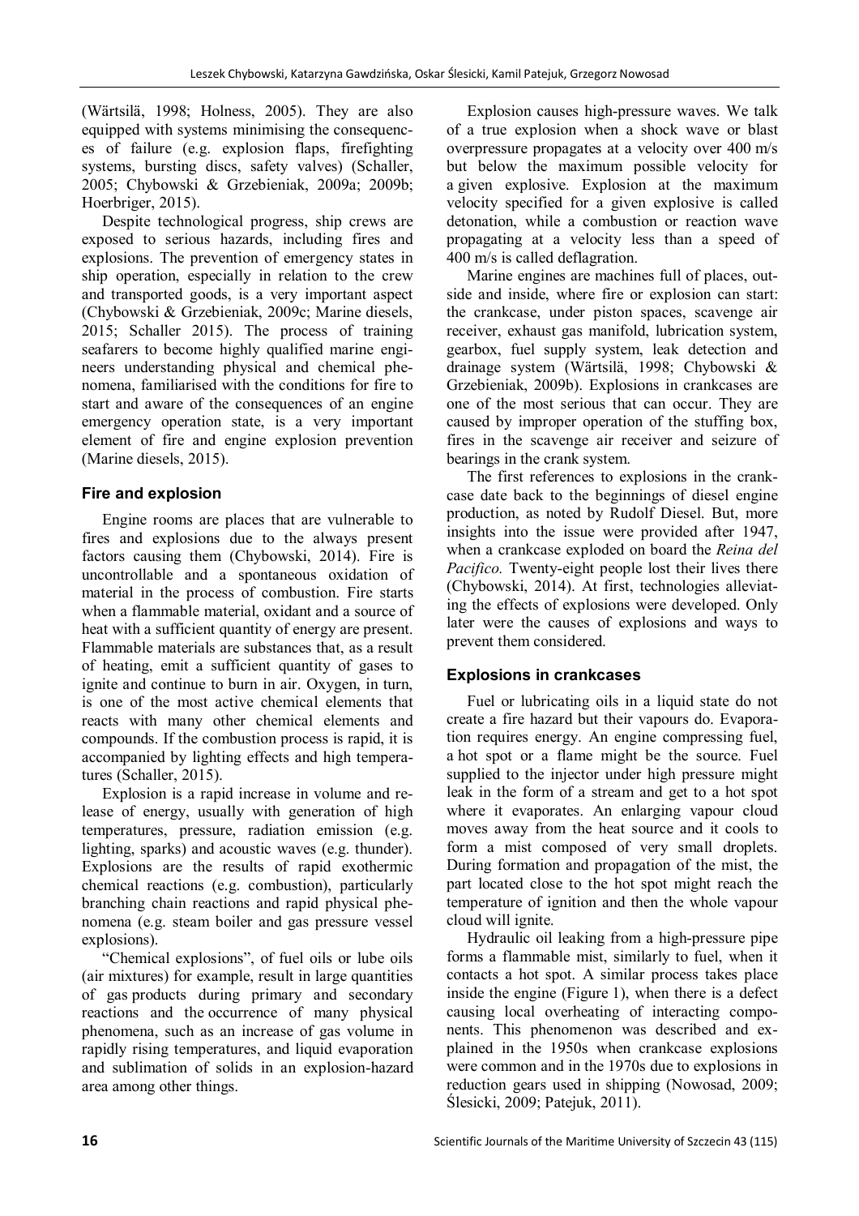(Wärtsilä, 1998; Holness, 2005). They are also equipped with systems minimising the consequences of failure (e.g. explosion flaps, firefighting systems, bursting discs, safety valves) (Schaller, 2005; Chybowski & Grzebieniak, 2009a; 2009b; Hoerbriger, 2015).

Despite technological progress, ship crews are exposed to serious hazards, including fires and explosions. The prevention of emergency states in ship operation, especially in relation to the crew and transported goods, is a very important aspect (Chybowski & Grzebieniak, 2009c; Marine diesels, 2015; Schaller 2015). The process of training seafarers to become highly qualified marine engineers understanding physical and chemical phenomena, familiarised with the conditions for fire to start and aware of the consequences of an engine emergency operation state, is a very important element of fire and engine explosion prevention (Marine diesels, 2015).

## Fire and explosion

Engine rooms are places that are vulnerable to fires and explosions due to the always present factors causing them (Chybowski, 2014). Fire is uncontrollable and a spontaneous oxidation of material in the process of combustion. Fire starts when a flammable material, oxidant and a source of heat with a sufficient quantity of energy are present. Flammable materials are substances that, as a result of heating, emit a sufficient quantity of gases to ignite and continue to burn in air. Oxygen, in turn, is one of the most active chemical elements that reacts with many other chemical elements and compounds. If the combustion process is rapid, it is accompanied by lighting effects and high temperatures (Schaller, 2015).

Explosion is a rapid increase in volume and release of energy, usually with generation of high temperatures, pressure, radiation emission (e.g. lighting, sparks) and acoustic waves (e.g. thunder). Explosions are the results of rapid exothermic chemical reactions (e.g. combustion), particularly branching chain reactions and rapid physical phenomena (e.g. steam boiler and gas pressure vessel explosions).

"Chemical explosions", of fuel oils or lube oils (air mixtures) for example, result in large quantities of gas products during primary and secondary reactions and the occurrence of many physical phenomena, such as an increase of gas volume in rapidly rising temperatures, and liquid evaporation and sublimation of solids in an explosion-hazard area among other things.

Explosion causes high-pressure waves. We talk of a true explosion when a shock wave or blast overpressure propagates at a velocity over 400 m/s but below the maximum possible velocity for a given explosive. Explosion at the maximum velocity specified for a given explosive is called detonation, while a combustion or reaction wave propagating at a velocity less than a speed of 400 m/s is called deflagration.

Marine engines are machines full of places, outside and inside, where fire or explosion can start: the crankcase, under piston spaces, scavenge air receiver, exhaust gas manifold, lubrication system, gearbox, fuel supply system, leak detection and drainage system (Wärtsilä, 1998; Chybowski & Grzebieniak, 2009b). Explosions in crankcases are one of the most serious that can occur. They are caused by improper operation of the stuffing box, fires in the scavenge air receiver and seizure of bearings in the crank system.

The first references to explosions in the crankcase date back to the beginnings of diesel engine production, as noted by Rudolf Diesel. But, more insights into the issue were provided after 1947, when a crankcase exploded on board the *Reina del Pacifico.* Twenty-eight people lost their lives there (Chybowski, 2014). At first, technologies alleviating the effects of explosions were developed. Only later were the causes of explosions and ways to prevent them considered.

## Explosions in crankcases

Fuel or lubricating oils in a liquid state do not create a fire hazard but their vapours do. Evaporation requires energy. An engine compressing fuel, a hot spot or a flame might be the source. Fuel supplied to the injector under high pressure might leak in the form of a stream and get to a hot spot where it evaporates. An enlarging vapour cloud moves away from the heat source and it cools to form a mist composed of very small droplets. During formation and propagation of the mist, the part located close to the hot spot might reach the temperature of ignition and then the whole vapour cloud will ignite.

Hydraulic oil leaking from a high-pressure pipe forms a flammable mist, similarly to fuel, when it contacts a hot spot. A similar process takes place inside the engine (Figure 1), when there is a defect causing local overheating of interacting components. This phenomenon was described and explained in the 1950s when crankcase explosions were common and in the 1970s due to explosions in reduction gears used in shipping (Nowosad, 2009; Ślesicki, 2009; Patejuk, 2011).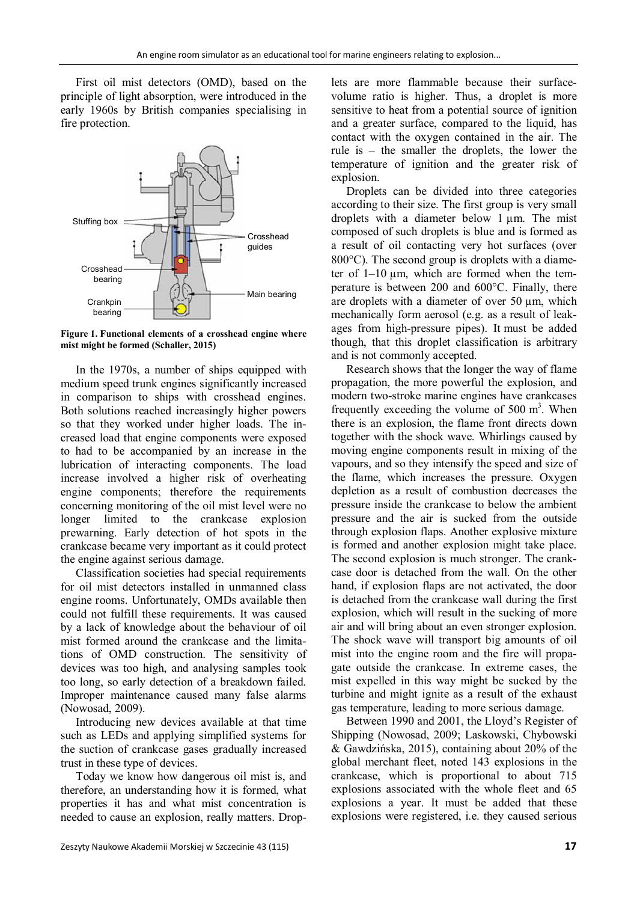First oil mist detectors (OMD), based on the principle of light absorption, were introduced in the early 1960s by British companies specialising in fire protection.

**Figure 1. Functional elements of a crosshead engine where mist might be formed (Schaller, 2015)**

In the 1970s, a number of ships equipped with medium speed trunk engines significantly increased in comparison to ships with crosshead engines. Both solutions reached increasingly higher powers so that they worked under higher loads. The increased load that engine components were exposed to had to be accompanied by an increase in the lubrication of interacting components. The load increase involved a higher risk of overheating engine components; therefore the requirements concerning monitoring of the oil mist level were no longer limited to the crankcase explosion prewarning. Early detection of hot spots in the crankcase became very important as it could protect the engine against serious damage.

Classification societies had special requirements for oil mist detectors installed in unmanned class engine rooms. Unfortunately, OMDs available then could not fulfill these requirements. It was caused by a lack of knowledge about the behaviour of oil mist formed around the crankcase and the limitations of OMD construction. The sensitivity of devices was too high, and analysing samples took too long, so early detection of a breakdown failed. Improper maintenance caused many false alarms (Nowosad, 2009).

Introducing new devices available at that time such as LEDs and applying simplified systems for the suction of crankcase gases gradually increased trust in these type of devices.

Today we know how dangerous oil mist is, and therefore, an understanding how it is formed, what properties it has and what mist concentration is needed to cause an explosion, really matters. Droplets are more flammable because their surface-volume ratio is higher. Thus, a droplet is more sensitive to heat from a potential source of ignition and a greater surface, compared to the liquid, has contact with the oxygen contained in the air. The rule is – the smaller the droplets, the lower the temperature of ignition and the greater risk of explosion.

Droplets can be divided into three categories according to their size. The first group is very small droplets with a diameter below 1 µm. The mist composed of such droplets is blue and is formed as a result of oil contacting very hot surfaces (over 800°C). The second group is droplets with a diameter of 1–10 µm, which are formed when the temperature is between 200 and 600°C. Finally, there are droplets with a diameter of over 50 µm, which mechanically form aerosol (e.g. as a result of leakages from high-pressure pipes). It must be added though, that this droplet classification is arbitrary and is not commonly accepted.

Research shows that the longer the way of flame propagation, the more powerful the explosion, and modern two-stroke marine engines have crankcases frequently exceeding the volume of 500 m$^3$. When there is an explosion, the flame front directs down together with the shock wave. Whirlings caused by moving engine components result in mixing of the vapours, and so they intensify the speed and size of the flame, which increases the pressure. Oxygen depletion as a result of combustion decreases the pressure inside the crankcase to below the ambient pressure and the air is sucked from the outside through explosion flaps. Another explosive mixture is formed and another explosion might take place. The second explosion is much stronger. The crankcase door is detached from the wall. On the other hand, if explosion flaps are not activated, the door is detached from the crankcase wall during the first explosion, which will result in the sucking of more air and will bring about an even stronger explosion. The shock wave will transport big amounts of oil mist into the engine room and the fire will propagate outside the crankcase. In extreme cases, the mist expelled in this way might be sucked by the turbine and might ignite as a result of the exhaust gas temperature, leading to more serious damage.

Between 1990 and 2001, the Lloyd's Register of Shipping (Nowosad, 2009; Laskowski, Chybowski & Gawdzińska, 2015), containing about 20% of the global merchant fleet, noted 143 explosions in the crankcase, which is proportional to about 715 explosions associated with the whole fleet and 65 explosions a year. It must be added that these explosions were registered, i.e. they caused serious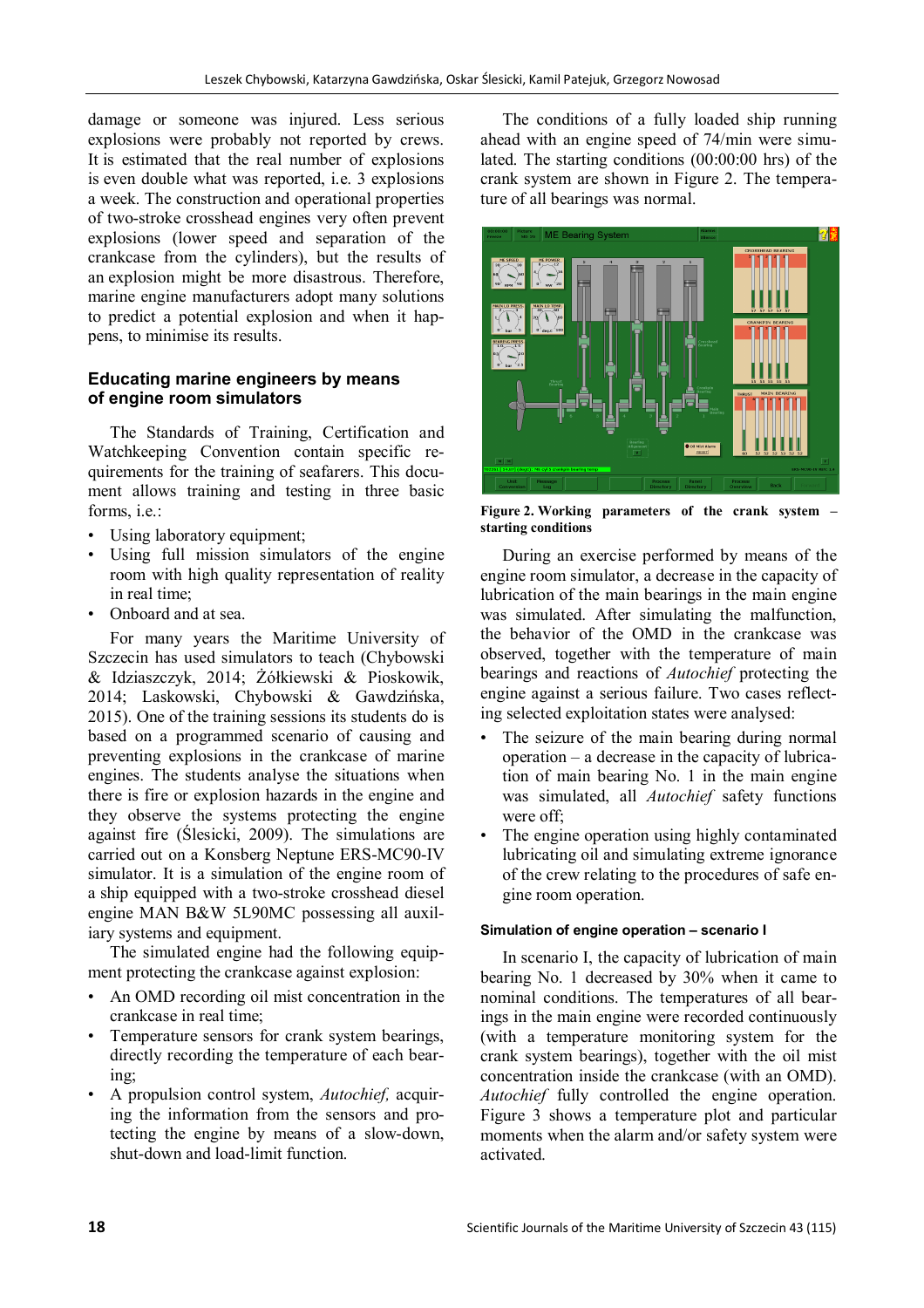damage or someone was injured. Less serious explosions were probably not reported by crews. It is estimated that the real number of explosions is even double what was reported, i.e. 3 explosions a week. The construction and operational properties of two-stroke crosshead engines very often prevent explosions (lower speed and separation of the crankcase from the cylinders), but the results of an explosion might be more disastrous. Therefore, marine engine manufacturers adopt many solutions to predict a potential explosion and when it happens, to minimise its results.

## Educating marine engineers by means of engine room simulators

The Standards of Training, Certification and Watchkeeping Convention contain specific requirements for the training of seafarers. This document allows training and testing in three basic forms, i.e.:

- Using laboratory equipment;
- Using full mission simulators of the engine room with high quality representation of reality in real time;
- Onboard and at sea.

For many years the Maritime University of Szczecin has used simulators to teach (Chybowski & Idziaszczyk, 2014; Żółkiewski & Pioskowik, 2014; Laskowski, Chybowski & Gawdzińska, 2015). One of the training sessions its students do is based on a programmed scenario of causing and preventing explosions in the crankcase of marine engines. The students analyse the situations when there is fire or explosion hazards in the engine and they observe the systems protecting the engine against fire (Ślesicki, 2009). The simulations are carried out on a Konsberg Neptune ERS-MC90-IV simulator. It is a simulation of the engine room of a ship equipped with a two-stroke crosshead diesel engine MAN B&W 5L90MC possessing all auxiliary systems and equipment.

The simulated engine had the following equipment protecting the crankcase against explosion:

- An OMD recording oil mist concentration in the crankcase in real time;
- Temperature sensors for crank system bearings, directly recording the temperature of each bearing;
- A propulsion control system, *Autochief,* acquiring the information from the sensors and protecting the engine by means of a slow-down, shut-down and load-limit function.

The conditions of a fully loaded ship running ahead with an engine speed of 74/min were simulated. The starting conditions (00:00:00 hrs) of the crank system are shown in Figure 2. The temperature of all bearings was normal.

**Figure 2. Working parameters of the crank system – starting conditions**

During an exercise performed by means of the engine room simulator, a decrease in the capacity of lubrication of the main bearings in the main engine was simulated. After simulating the malfunction, the behavior of the OMD in the crankcase was observed, together with the temperature of main bearings and reactions of *Autochief* protecting the engine against a serious failure. Two cases reflecting selected exploitation states were analysed:

- The seizure of the main bearing during normal operation – a decrease in the capacity of lubrication of main bearing No. 1 in the main engine was simulated, all *Autochief* safety functions were off;
- The engine operation using highly contaminated lubricating oil and simulating extreme ignorance of the crew relating to the procedures of safe engine room operation.

### Simulation of engine operation – scenario I

In scenario I, the capacity of lubrication of main bearing No. 1 decreased by 30% when it came to nominal conditions. The temperatures of all bearings in the main engine were recorded continuously (with a temperature monitoring system for the crank system bearings), together with the oil mist concentration inside the crankcase (with an OMD). *Autochief* fully controlled the engine operation. Figure 3 shows a temperature plot and particular moments when the alarm and/or safety system were activated.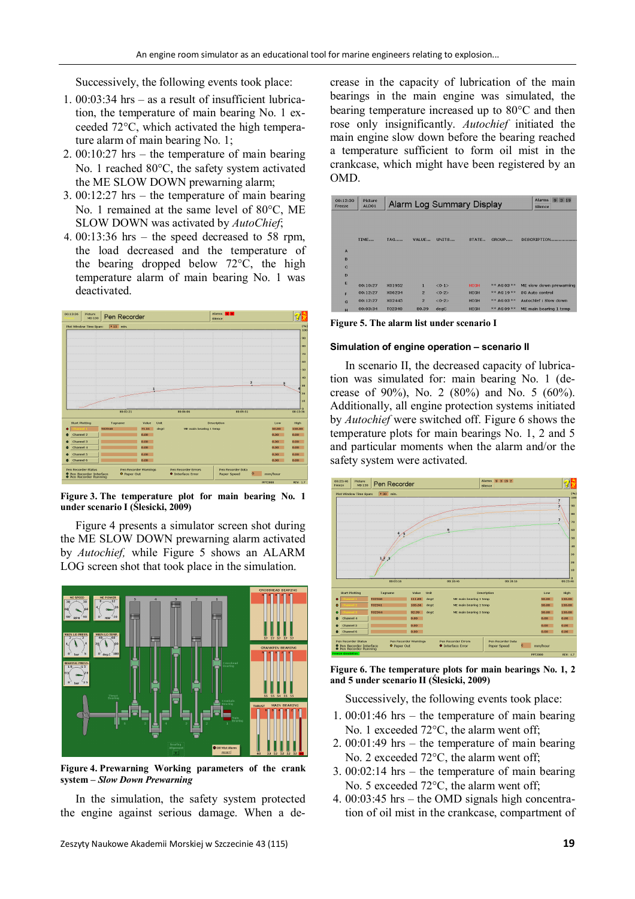Successively, the following events took place:

1. 00:03:34 hrs – as a result of insufficient lubrication, the temperature of main bearing No. 1 exceeded 72°C, which activated the high temperature alarm of main bearing No. 1;
2. 00:10:27 hrs – the temperature of main bearing No. 1 reached 80°C, the safety system activated the ME SLOW DOWN prewarning alarm;
3. 00:12:27 hrs – the temperature of main bearing No. 1 remained at the same level of 80°C, ME SLOW DOWN was activated by *AutoChief*;
4. 00:13:36 hrs – the speed decreased to 58 rpm, the load decreased and the temperature of the bearing dropped below 72°C, the high temperature alarm of main bearing No. 1 was deactivated.

**Figure 3. The temperature plot for main bearing No. 1 under scenario I (Ślesicki, 2009)**

Figure 4 presents a simulator screen shot during the ME SLOW DOWN prewarning alarm activated by *Autochief,* while Figure 5 shows an ALARM LOG screen shot that took place in the simulation.

**Figure 4. Prewarning Working parameters of the crank system – *Slow Down Prewarning***

In the simulation, the safety system protected the engine against serious damage. When a decrease in the capacity of lubrication of the main bearings in the main engine was simulated, the bearing temperature increased up to 80°C and then rose only insignificantly. *Autochief* initiated the main engine slow down before the bearing reached a temperature sufficient to form oil mist in the crankcase, which might have been registered by an OMD.

**Figure 5. The alarm list under scenario I**

### Simulation of engine operation – scenario II

In scenario II, the decreased capacity of lubrication was simulated for: main bearing No. 1 (decrease of 90%), No. 2 (80%) and No. 5 (60%). Additionally, all engine protection systems initiated by *Autochief* were switched off. Figure 6 shows the temperature plots for main bearings No. 1, 2 and 5 and particular moments when the alarm and/or the safety system were activated.

**Figure 6. The temperature plots for main bearings No. 1, 2 and 5 under scenario II (Ślesicki, 2009)**

Successively, the following events took place:

1. 00:01:46 hrs – the temperature of main bearing No. 1 exceeded 72°C, the alarm went off;
2. 00:01:49 hrs – the temperature of main bearing No. 2 exceeded 72°C, the alarm went off;
3. 00:02:14 hrs – the temperature of main bearing No. 5 exceeded 72°C, the alarm went off;
4. 00:03:45 hrs – the OMD signals high concentration of oil mist in the crankcase, compartment of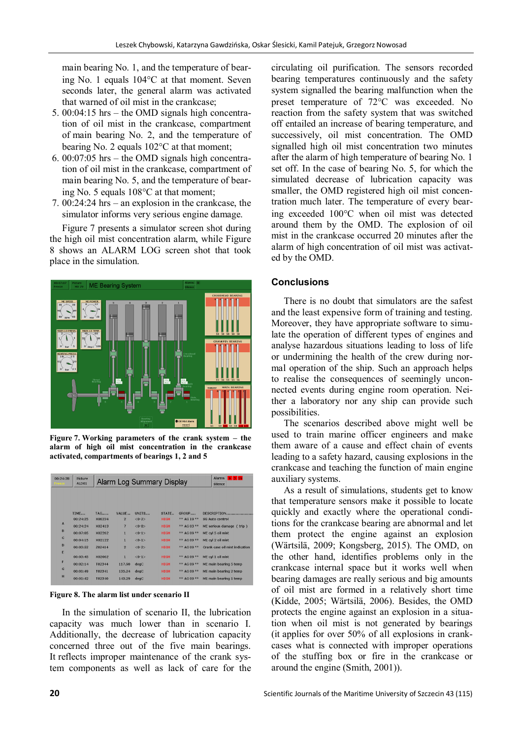main bearing No. 1, and the temperature of bearing No. 1 equals 104°C at that moment. Seven seconds later, the general alarm was activated that warned of oil mist in the crankcase;

5. 00:04:15 hrs – the OMD signals high concentration of oil mist in the crankcase, compartment of main bearing No. 2, and the temperature of bearing No. 2 equals 102°C at that moment;
6. 00:07:05 hrs – the OMD signals high concentration of oil mist in the crankcase, compartment of main bearing No. 5, and the temperature of bearing No. 5 equals 108°C at that moment;
7. 00:24:24 hrs – an explosion in the crankcase, the simulator informs very serious engine damage.

Figure 7 presents a simulator screen shot during the high oil mist concentration alarm, while Figure 8 shows an ALARM LOG screen shot that took place in the simulation.

**Figure 7. Working parameters of the crank system – the alarm of high oil mist concentration in the crankcase activated, compartments of bearings 1, 2 and 5**

**Figure 8. The alarm list under scenario II**

In the simulation of scenario II, the lubrication capacity was much lower than in scenario I. Additionally, the decrease of lubrication capacity concerned three out of the five main bearings. It reflects improper maintenance of the crank system components as well as lack of care for the circulating oil purification. The sensors recorded bearing temperatures continuously and the safety system signalled the bearing malfunction when the preset temperature of 72°C was exceeded. No reaction from the safety system that was switched off entailed an increase of bearing temperature, and successively, oil mist concentration. The OMD signalled high oil mist concentration two minutes after the alarm of high temperature of bearing No. 1 set off. In the case of bearing No. 5, for which the simulated decrease of lubrication capacity was smaller, the OMD registered high oil mist concentration much later. The temperature of every bearing exceeded 100°C when oil mist was detected around them by the OMD. The explosion of oil mist in the crankcase occurred 20 minutes after the alarm of high concentration of oil mist was activated by the OMD.

## Conclusions

There is no doubt that simulators are the safest and the least expensive form of training and testing. Moreover, they have appropriate software to simulate the operation of different types of engines and analyse hazardous situations leading to loss of life or undermining the health of the crew during normal operation of the ship. Such an approach helps to realise the consequences of seemingly unconnected events during engine room operation. Neither a laboratory nor any ship can provide such possibilities.

The scenarios described above might well be used to train marine officer engineers and make them aware of a cause and effect chain of events leading to a safety hazard, causing explosions in the crankcase and teaching the function of main engine auxiliary systems.

As a result of simulations, students get to know that temperature sensors make it possible to locate quickly and exactly where the operational conditions for the crankcase bearing are abnormal and let them protect the engine against an explosion (Wärtsilä, 2009; Kongsberg, 2015). The OMD, on the other hand, identifies problems only in the crankcase internal space but it works well when bearing damages are really serious and big amounts of oil mist are formed in a relatively short time (Kidde, 2005; Wärtsilä, 2006). Besides, the OMD protects the engine against an explosion in a situation when oil mist is not generated by bearings (it applies for over 50% of all explosions in crankcases what is connected with improper operations of the stuffing box or fire in the crankcase or around the engine (Smith, 2001)).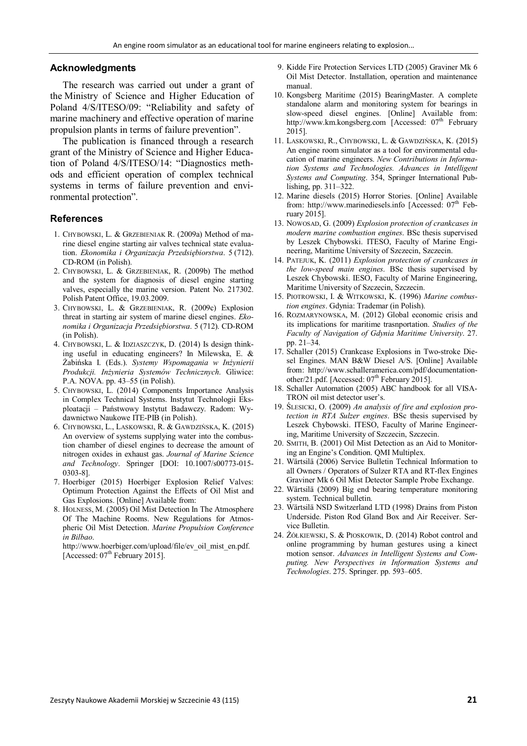## Acknowledgments

The research was carried out under a grant of the Ministry of Science and Higher Education of Poland 4/S/ITESO/09: "Reliability and safety of marine machinery and effective operation of marine propulsion plants in terms of failure prevention".

The publication is financed through a research grant of the Ministry of Science and Higher Education of Poland 4/S/ITESO/14: "Diagnostics methods and efficient operation of complex technical systems in terms of failure prevention and environmental protection".

## References

1. CHYBOWSKI, L. & GRZEBIENIAK R. (2009a) Method of marine diesel engine starting air valves technical state evaluation. *Ekonomika i Organizacja Przedsiębiorstwa*. 5 (712). CD-ROM (in Polish).
2. CHYBOWSKI, L. & GRZEBIENIAK, R. (2009b) The method and the system for diagnosis of diesel engine starting valves, especially the marine version. Patent No. 217302. Polish Patent Office, 19.03.2009.
3. CHYBOWSKI, L. & GRZEBIENIAK, R. (2009c) Explosion threat in starting air system of marine diesel engines. *Ekonomika i Organizacja Przedsiębiorstwa*. 5 (712). CD-ROM (in Polish).
4. CHYBOWSKI, L. & IDZIASZCZYK, D. (2014) Is design thinking useful in educating engineers? In Milewska, E. & Żabińska I. (Eds.). *Systemy Wspomagania w Inżynierii Produkcji. Inżynieria Systemów Technicznych*. Gliwice: P.A. NOVA. pp. 43–55 (in Polish).
5. CHYBOWSKI, L. (2014) Components Importance Analysis in Complex Technical Systems. Instytut Technologii Eksploatacji – Państwowy Instytut Badawczy. Radom: Wydawnictwo Naukowe ITE-PIB (in Polish).
6. CHYBOWSKI, L., LASKOWSKI, R. & GAWDZIŃSKA, K. (2015) An overview of systems supplying water into the combustion chamber of diesel engines to decrease the amount of nitrogen oxides in exhaust gas. *Journal of Marine Science and Technology*. Springer [DOI: 10.1007/s00773-015-0303-8].
7. Hoerbiger (2015) Hoerbiger Explosion Relief Valves: Optimum Protection Against the Effects of Oil Mist and Gas Explosions. [Online] Available from:
8. HOLNESS, M. (2005) Oil Mist Detection In The Atmosphere Of The Machine Rooms. New Regulations for Atmospheric Oil Mist Detection. *Marine Propulsion Conference in Bilbao*.
   http://www.hoerbiger.com/upload/file/ev_oil_mist_en.pdf. [Accessed: 07th February 2015].
9. Kidde Fire Protection Services LTD (2005) Graviner Mk 6 Oil Mist Detector. Installation, operation and maintenance manual.
10. Kongsberg Maritime (2015) BearingMaster. A complete standalone alarm and monitoring system for bearings in slow-speed diesel engines. [Online] Available from: http://www.km.kongsberg.com [Accessed: 07th February 2015].
11. LASKOWSKI, R., CHYBOWSKI, L. & GAWDZIŃSKA, K. (2015) An engine room simulator as a tool for environmental education of marine engineers. *New Contributions in Information Systems and Technologies. Advances in Intelligent Systems and Computing*. 354, Springer International Publishing, pp. 311–322.
12. Marine diesels (2015) Horror Stories. [Online] Available from: http://www.marinediesels.info [Accessed: 07th February 2015].
13. NOWOSAD, G. (2009) *Explosion protection of crankcases in modern marine combustion engines*. BSc thesis supervised by Leszek Chybowski. ITESO, Faculty of Marine Engineering, Maritime University of Szczecin, Szczecin.
14. PATEJUK, K. (2011) *Explosion protection of crankcases in the low-speed main engines*. BSc thesis supervised by Leszek Chybowski. IESO, Faculty of Marine Engineering, Maritime University of Szczecin, Szczecin.
15. PIOTROWSKI, I. & WITKOWSKI, K. (1996) *Marine combustion engines*. Gdynia: Trademar (in Polish).
16. ROZMARYNOWSKA, M. (2012) Global economic crisis and its implications for maritime trasnportation. *Studies of the Faculty of Navigation of Gdynia Maritime University*. 27. pp. 21–34.
17. Schaller (2015) Crankcase Explosions in Two-stroke Diesel Engines. MAN B&W Diesel A/S. [Online] Available from: http://www.schalleramerica.com/pdf/documentation-other/21.pdf. [Accessed: 07th February 2015].
18. Schaller Automation (2005) ABC handbook for all VISATRON oil mist detector user's.
19. ŚLESICKI, O. (2009) *An analysis of fire and explosion protection in RTA Sulzer engines*. BSc thesis supervised by Leszek Chybowski. ITESO, Faculty of Marine Engineering, Maritime University of Szczecin, Szczecin.
20. SMITH, B. (2001) Oil Mist Detection as an Aid to Monitoring an Engine's Condition. QMI Multiplex.
21. Wärtsilä (2006) Service Bulletin Technical Information to all Owners / Operators of Sulzer RTA and RT-flex Engines Graviner Mk 6 Oil Mist Detector Sample Probe Exchange.
22. Wärtsilä (2009) Big end bearing temperature monitoring system. Technical bulletin.
23. Wärtsilä NSD Switzerland LTD (1998) Drains from Piston Underside. Piston Rod Gland Box and Air Receiver. Service Bulletin.
24. ŻÓŁKIEWSKI, S. & PIOSKOWIK, D. (2014) Robot control and online programming by human gestures using a kinect motion sensor. *Advances in Intelligent Systems and Computing. New Perspectives in Information Systems and Technologies*. 275. Springer. pp. 593–605.